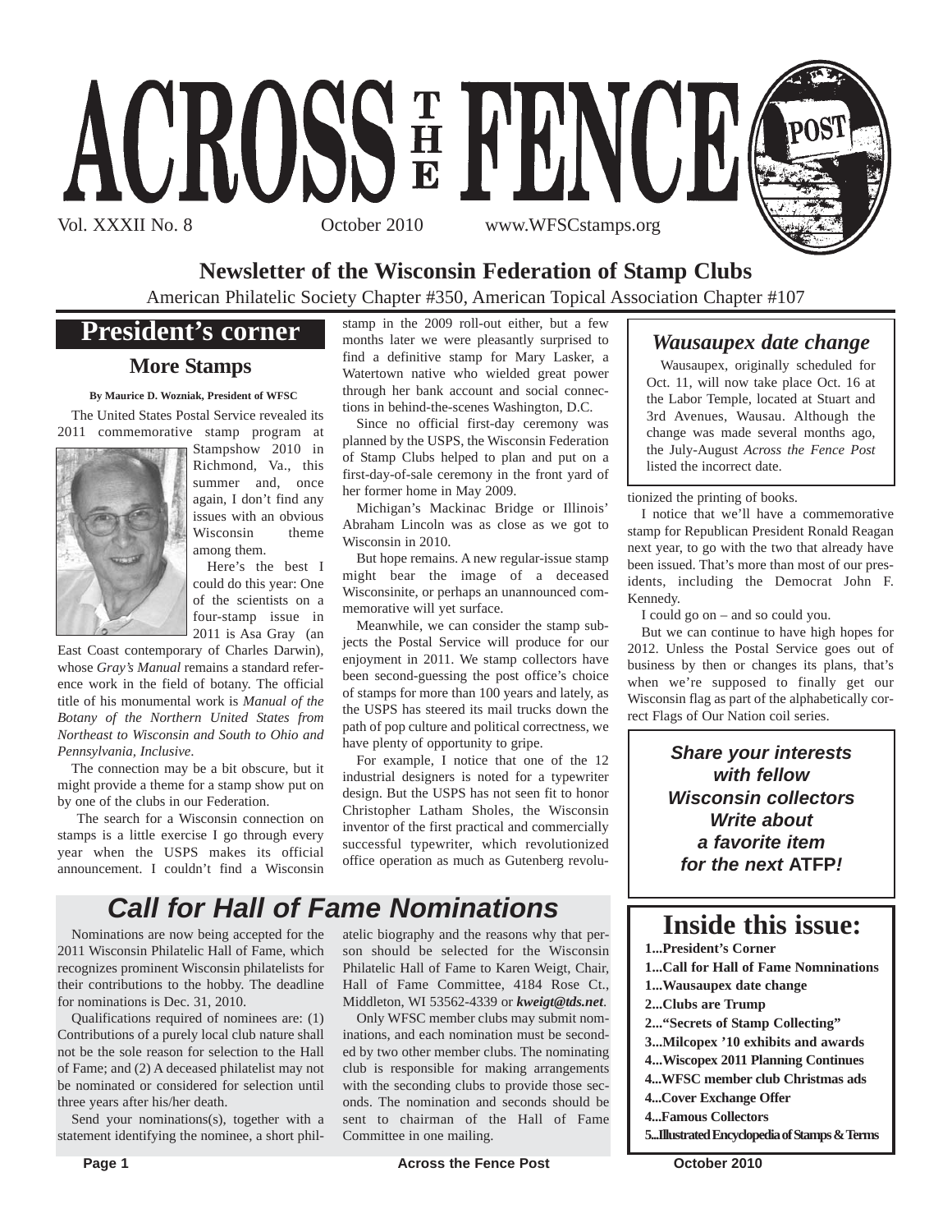# ACROSS THE FENCE POST

Vol. XXXII No. 8 October 2010 www.WFSCstamps.org

## Newsletter of the Wisconsin Federation of Stamp Clubs

American Philatelic Society Chapter #350, American Topical Association Chapter #107

## President's corner

### More Stamps

**By Maurice D. Wozniak, President of WFSC**

The United States Postal Service revealed its 2011 commemorative stamp program at Stampshow 2010 in Richmond, Va., this summer and, once again, I don't find any issues with an obvious Wisconsin theme among them.

Here's the best I could do this year: One of the scientists on a four-stamp issue in 2011 is Asa Gray (an East Coast contemporary of Charles Darwin), whose *Gray's Manual* remains a standard reference work in the field of botany. The official title of his monumental work is *Manual of the Botany of the Northern United States from Northeast to Wisconsin and South to Ohio and Pennsylvania, Inclusive*.

The connection may be a bit obscure, but it might provide a theme for a stamp show put on by one of the clubs in our Federation.

The search for a Wisconsin connection on stamps is a little exercise I go through every year when the USPS makes its official announcement. I couldn't find a Wisconsin stamp in the 2009 roll-out either, but a few months later we were pleasantly surprised to find a definitive stamp for Mary Lasker, a Watertown native who wielded great power through her bank account and social connections in behind-the-scenes Washington, D.C.

Since no official first-day ceremony was planned by the USPS, the Wisconsin Federation of Stamp Clubs helped to plan and put on a first-day-of-sale ceremony in the front yard of her former home in May 2009.

Michigan's Mackinac Bridge or Illinois' Abraham Lincoln was as close as we got to Wisconsin in 2010.

But hope remains. A new regular-issue stamp might bear the image of a deceased Wisconsinite, or perhaps an unannounced commemorative will yet surface.

Meanwhile, we can consider the stamp subjects the Postal Service will produce for our enjoyment in 2011. We stamp collectors have been second-guessing the post office's choice of stamps for more than 100 years and lately, as the USPS has steered its mail trucks down the path of pop culture and political correctness, we have plenty of opportunity to gripe.

For example, I notice that one of the 12 industrial designers is noted for a typewriter design. But the USPS has not seen fit to honor Christopher Latham Sholes, the Wisconsin inventor of the first practical and commercially successful typewriter, which revolutionized office operation as much as Gutenberg revolutionized the printing of books.

I notice that we'll have a commemorative stamp for Republican President Ronald Reagan next year, to go with the two that already have been issued. That's more than most of our presidents, including the Democrat John F. Kennedy.

I could go on – and so could you.

But we can continue to have high hopes for 2012. Unless the Postal Service goes out of business by then or changes its plans, that's when we're supposed to finally get our Wisconsin flag as part of the alphabetically correct Flags of Our Nation coil series.

## *Wausaupex date change*

Wausaupex, originally scheduled for Oct. 11, will now take place Oct. 16 at the Labor Temple, located at Stuart and 3rd Avenues, Wausau. Although the change was made several months ago, the July-August *Across the Fence Post* listed the incorrect date.

***Share your interests with fellow Wisconsin collectors Write about a favorite item for the next* ATFP*!***

## *Call for Hall of Fame Nominations*

Nominations are now being accepted for the 2011 Wisconsin Philatelic Hall of Fame, which recognizes prominent Wisconsin philatelists for their contributions to the hobby. The deadline for nominations is Dec. 31, 2010.

Qualifications required of nominees are: (1) Contributions of a purely local club nature shall not be the sole reason for selection to the Hall of Fame; and (2) A deceased philatelist may not be nominated or considered for selection until three years after his/her death.

Send your nominations(s), together with a statement identifying the nominee, a short philatelic biography and the reasons why that person should be selected for the Wisconsin Philatelic Hall of Fame to Karen Weigt, Chair, Hall of Fame Committee, 4184 Rose Ct., Middleton, WI 53562-4339 or ***kweigt@tds.net***.

Only WFSC member clubs may submit nominations, and each nomination must be seconded by two other member clubs. The nominating club is responsible for making arrangements with the seconding clubs to provide those seconds. The nomination and seconds should be sent to chairman of the Hall of Fame Committee in one mailing.

## Inside this issue:

- **1...President's Corner**
- **1...Call for Hall of Fame Nomninations**
- **1...Wausaupex date change**
- **2...Clubs are Trump**
- **2..."Secrets of Stamp Collecting"**
- **3...Milcopex '10 exhibits and awards**
- **4...Wiscopex 2011 Planning Continues**
- **4...WFSC member club Christmas ads**
- **4...Cover Exchange Offer**
- **4...Famous Collectors**
- **5...Illustrated Encyclopedia of Stamps & Terms**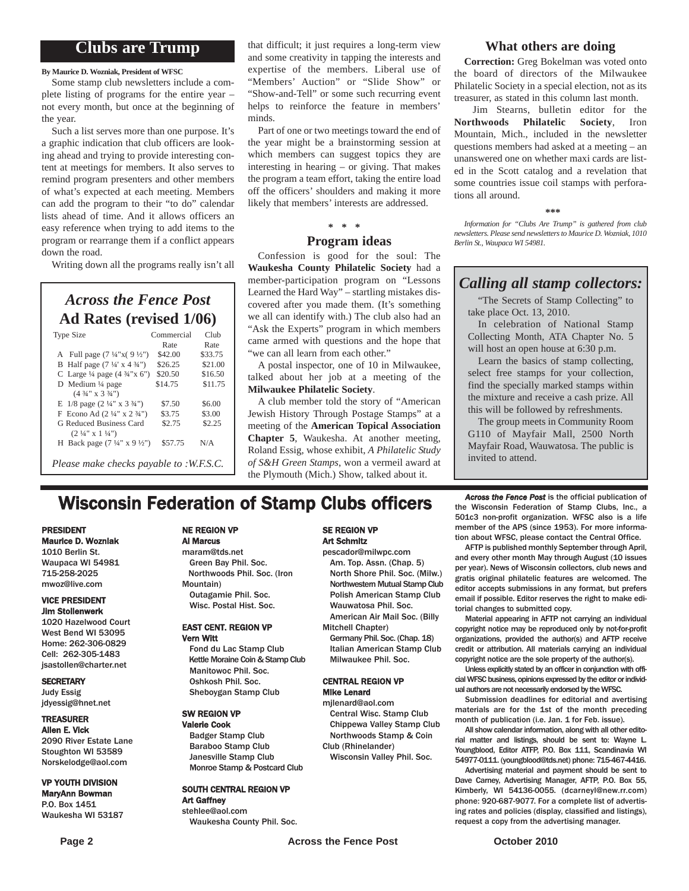## Clubs are Trump

**By Maurice D. Wozniak, President of WFSC**

Some stamp club newsletters include a complete listing of programs for the entire year – not every month, but once at the beginning of the year.

Such a list serves more than one purpose. It's a graphic indication that club officers are looking ahead and trying to provide interesting content at meetings for members. It also serves to remind program presenters and other members of what's expected at each meeting. Members can add the program to their "to do" calendar lists ahead of time. And it allows officers an easy reference when trying to add items to the program or rearrange them if a conflict appears down the road.

Writing down all the programs really isn't all that difficult; it just requires a long-term view and some creativity in tapping the interests and expertise of the members. Liberal use of "Members' Auction" or "Slide Show" or "Show-and-Tell" or some such recurring event helps to reinforce the feature in members' minds.

Part of one or two meetings toward the end of the year might be a brainstorming session at which members can suggest topics they are interesting in hearing – or giving. That makes the program a team effort, taking the entire load off the officers' shoulders and making it more likely that members' interests are addressed.

\* \* \*

### Program ideas

Confession is good for the soul: The **Waukesha County Philatelic Society** had a member-participation program on "Lessons Learned the Hard Way" – startling mistakes discovered after you made them. (It's something we all can identify with.) The club also had an "Ask the Experts" program in which members came armed with questions and the hope that "we can all learn from each other."

A postal inspector, one of 10 in Milwaukee, talked about her job at a meeting of the **Milwaukee Philatelic Society**.

A club member told the story of "American Jewish History Through Postage Stamps" at a meeting of the **American Topical Association Chapter 5**, Waukesha. At another meeting, Roland Essig, whose exhibit, *A Philatelic Study of S&H Green Stamps*, won a vermeil award at the Plymouth (Mich.) Show, talked about it.

### What others are doing

**Correction:** Greg Bokelman was voted onto the board of directors of the Milwaukee Philatelic Society in a special election, not as its treasurer, as stated in this column last month.

Jim Stearns, bulletin editor for the **Northwoods Philatelic Society**, Iron Mountain, Mich., included in the newsletter questions members had asked at a meeting – an unanswered one on whether maxi cards are listed in the Scott catalog and a revelation that some countries issue coil stamps with perforations all around.

\*\*\*

*Information for "Clubs Are Trump" is gathered from club newsletters. Please send newsletters to Maurice D. Wozniak, 1010 Berlin St., Waupaca WI 54981.*

## *Across the Fence Post* Ad Rates (revised 1/06)

| Type Size | Commercial Rate | Club Rate |
|---|---|---|
| A Full page (7 ¼"x( 9 ½") | $42.00 | $33.75 |
| B Half page (7 ¼' x 4 ¾") | $26.25 | $21.00 |
| C Large ¼ page (4 ¾"x 6") | $20.50 | $16.50 |
| D Medium ¼ page (4 ¾" x 3 ¾") | $14.75 | $11.75 |
| E 1/8 page (2 ¼" x 3 ¾") | $7.50 | $6.00 |
| F Econo Ad (2 ¼" x 2 ¾") | $3.75 | $3.00 |
| G Reduced Business Card (2 ¼" x 1 ¼") | $2.75 | $2.25 |
| H Back page (7 ¼" x 9 ½") | $57.75 | N/A |

*Please make checks payable to :W.F.S.C.*

## *Calling all stamp collectors:*

"The Secrets of Stamp Collecting" to take place Oct. 13, 2010.

In celebration of National Stamp Collecting Month, ATA Chapter No. 5 will host an open house at 6:30 p.m.

Learn the basics of stamp collecting, select free stamps for your collection, find the specially marked stamps within the mixture and receive a cash prize. All this will be followed by refreshments.

The group meets in Community Room G110 of Mayfair Mall, 2500 North Mayfair Road, Wauwatosa. The public is invited to attend.

## Wisconsin Federation of Stamp Clubs officers

**PRESIDENT**
**Maurice D. Wozniak**
1010 Berlin St.
Waupaca WI 54981
715-258-2025
mwoz@live.com

**VICE PRESIDENT**
**Jim Stollenwerk**
1020 Hazelwood Court
West Bend WI 53095
Home: 262-306-0829
Cell: 262-305-1483
jsastollen@charter.net

**SECRETARY**
Judy Essig
jdyessig@hnet.net

**TREASURER**
**Allen E. Vick**
2090 River Estate Lane
Stoughton WI 53589
Norskelodge@aol.com

**VP YOUTH DIVISION**
**MaryAnn Bowman**
P.O. Box 1451
Waukesha WI 53187

**NE REGION VP**
**Al Marcus**
maram@tds.net
Green Bay Phil. Soc.
Northwoods Phil. Soc. (Iron Mountain)
Outagamie Phil. Soc.
Wisc. Postal Hist. Soc.

**EAST CENT. REGION VP**
**Vern Witt**
Fond du Lac Stamp Club
Kettle Moraine Coin & Stamp Club
Manitowoc Phil. Soc.
Oshkosh Phil. Soc.
Sheboygan Stamp Club

**SW REGION VP**
**Valerie Cook**
Badger Stamp Club
Baraboo Stamp Club
Janesville Stamp Club
Monroe Stamp & Postcard Club

**SOUTH CENTRAL REGION VP**
**Art Gaffney**
stehlee@aol.com
Waukesha County Phil. Soc.

**SE REGION VP**
**Art Schmitz**
pescador@milwpc.com
Am. Top. Assn. (Chap. 5)
North Shore Phil. Soc. (Milw.)
Northwestern Mutual Stamp Club
Polish American Stamp Club
Wauwatosa Phil. Soc.
American Air Mail Soc. (Billy Mitchell Chapter)
Germany Phil. Soc. (Chap. 18)
Italian American Stamp Club
Milwaukee Phil. Soc.

**CENTRAL REGION VP**
**Mike Lenard**
mjlenard@aol.com
Central Wisc. Stamp Club
Chippewa Valley Stamp Club
Northwoods Stamp & Coin Club (Rhinelander)
Wisconsin Valley Phil. Soc.

***Across the Fence Post*** is the official publication of the Wisconsin Federation of Stamp Clubs, Inc., a 501c3 non-profit organization. WFSC also is a life member of the APS (since 1953). For more information about WFSC, please contact the Central Office.

AFTP is published monthly September through April, and every other month May through August (10 issues per year). News of Wisconsin collectors, club news and gratis original philatelic features are welcomed. The editor accepts submissions in any format, but prefers email if possible. Editor reserves the right to make editorial changes to submitted copy.

Material appearing in AFTP not carrying an individual copyright notice may be reproduced only by not-for-profit organizations, provided the author(s) and AFTP receive credit or attribution. All materials carrying an individual copyright notice are the sole property of the author(s).

Unless explicitly stated by an officer in conjunction with official WFSC business, opinions expressed by the editor or individual authors are not necessarily endorsed by the WFSC.

Submission deadlines for editorial and avertising materials are for the 1st of the month preceding month of publication (i.e. Jan. 1 for Feb. issue).

All show calendar information, along with all other editorial matter and listings, should be sent to: Wayne L. Youngblood, Editor ATFP, P.O. Box 111, Scandinavia WI 54977-0111. (youngblood@tds.net) phone: 715-467-4416.

Advertising material and payment should be sent to Dave Carney, Advertising Manager, AFTP, P.O. Box 55, Kimberly, WI 54136-0055. (dcarneyl@new.rr.com) phone: 920-687-9077. For a complete list of advertising rates and policies (display, classified and listings), request a copy from the advertising manager.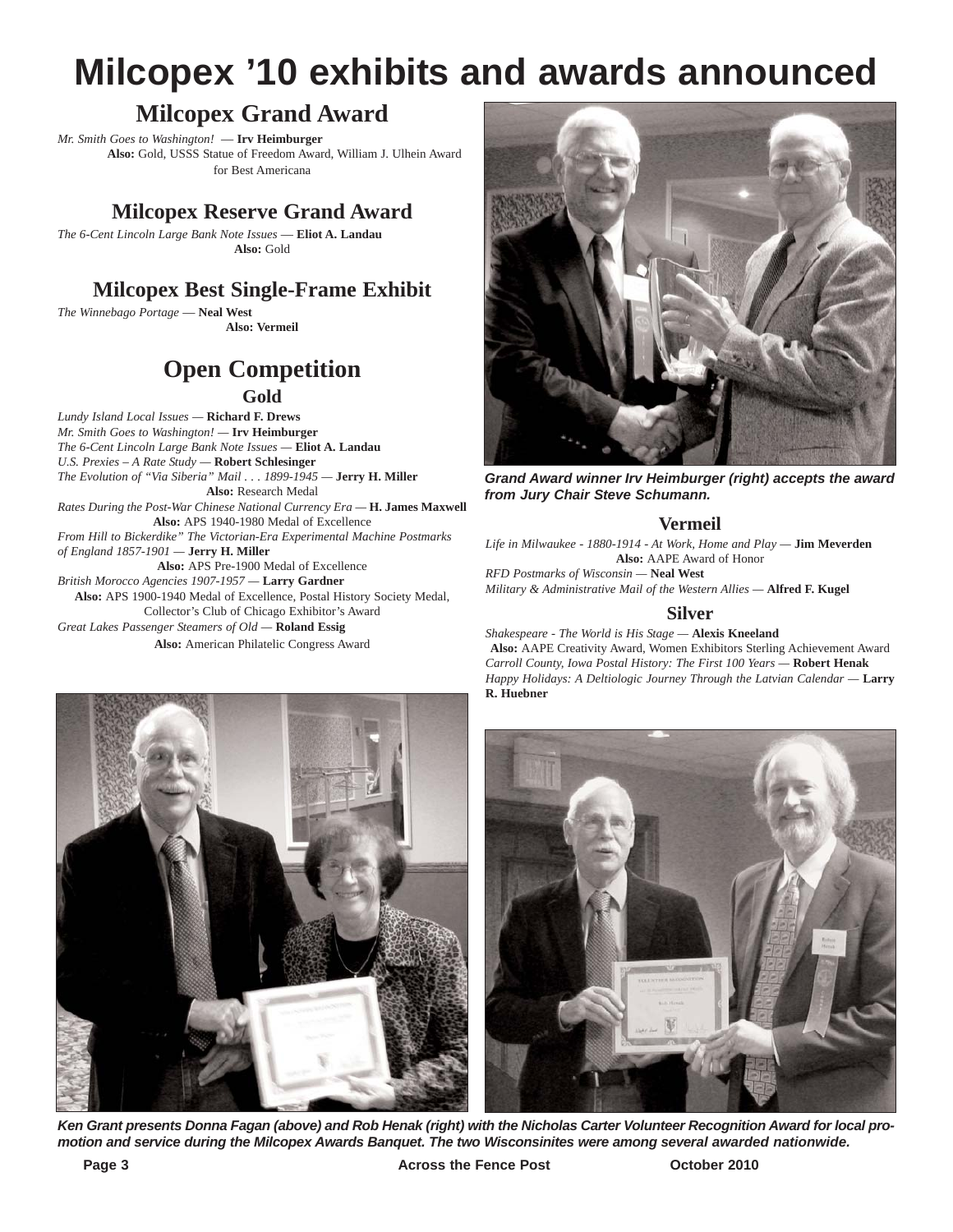# Milcopex '10 exhibits and awards announced

## Milcopex Grand Award

*Mr. Smith Goes to Washington!* — **Irv Heimburger**
**Also:** Gold, USSS Statue of Freedom Award, William J. Ulhein Award for Best Americana

## Milcopex Reserve Grand Award

*The 6-Cent Lincoln Large Bank Note Issues* — **Eliot A. Landau**
**Also:** Gold

## Milcopex Best Single-Frame Exhibit

*The Winnebago Portage* — **Neal West**
**Also: Vermeil**

## Open Competition

### Gold

*Lundy Island Local Issues* — **Richard F. Drews**
*Mr. Smith Goes to Washington!* — **Irv Heimburger**
*The 6-Cent Lincoln Large Bank Note Issues* — **Eliot A. Landau**
*U.S. Prexies – A Rate Study* — **Robert Schlesinger**
*The Evolution of "Via Siberia" Mail . . . 1899-1945* — **Jerry H. Miller**
**Also:** Research Medal
*Rates During the Post-War Chinese National Currency Era* — **H. James Maxwell**
**Also:** APS 1940-1980 Medal of Excellence
*From Hill to Bickerdike" The Victorian-Era Experimental Machine Postmarks of England 1857-1901* — **Jerry H. Miller**
**Also:** APS Pre-1900 Medal of Excellence
*British Morocco Agencies 1907-1957* — **Larry Gardner**
**Also:** APS 1900-1940 Medal of Excellence, Postal History Society Medal, Collector's Club of Chicago Exhibitor's Award
*Great Lakes Passenger Steamers of Old* — **Roland Essig**
**Also:** American Philatelic Congress Award

***Grand Award winner Irv Heimburger (right) accepts the award from Jury Chair Steve Schumann.***

### Vermeil

*Life in Milwaukee - 1880-1914 - At Work, Home and Play* — **Jim Meverden**
**Also:** AAPE Award of Honor
*RFD Postmarks of Wisconsin* — **Neal West**
*Military & Administrative Mail of the Western Allies* — **Alfred F. Kugel**

### Silver

*Shakespeare - The World is His Stage* — **Alexis Kneeland**
**Also:** AAPE Creativity Award, Women Exhibitors Sterling Achievement Award
*Carroll County, Iowa Postal History: The First 100 Years* — **Robert Henak**
*Happy Holidays: A Deltiologic Journey Through the Latvian Calendar* — **Larry R. Huebner**

***Ken Grant presents Donna Fagan (above) and Rob Henak (right) with the Nicholas Carter Volunteer Recognition Award for local promotion and service during the Milcopex Awards Banquet. The two Wisconsinites were among several awarded nationwide.***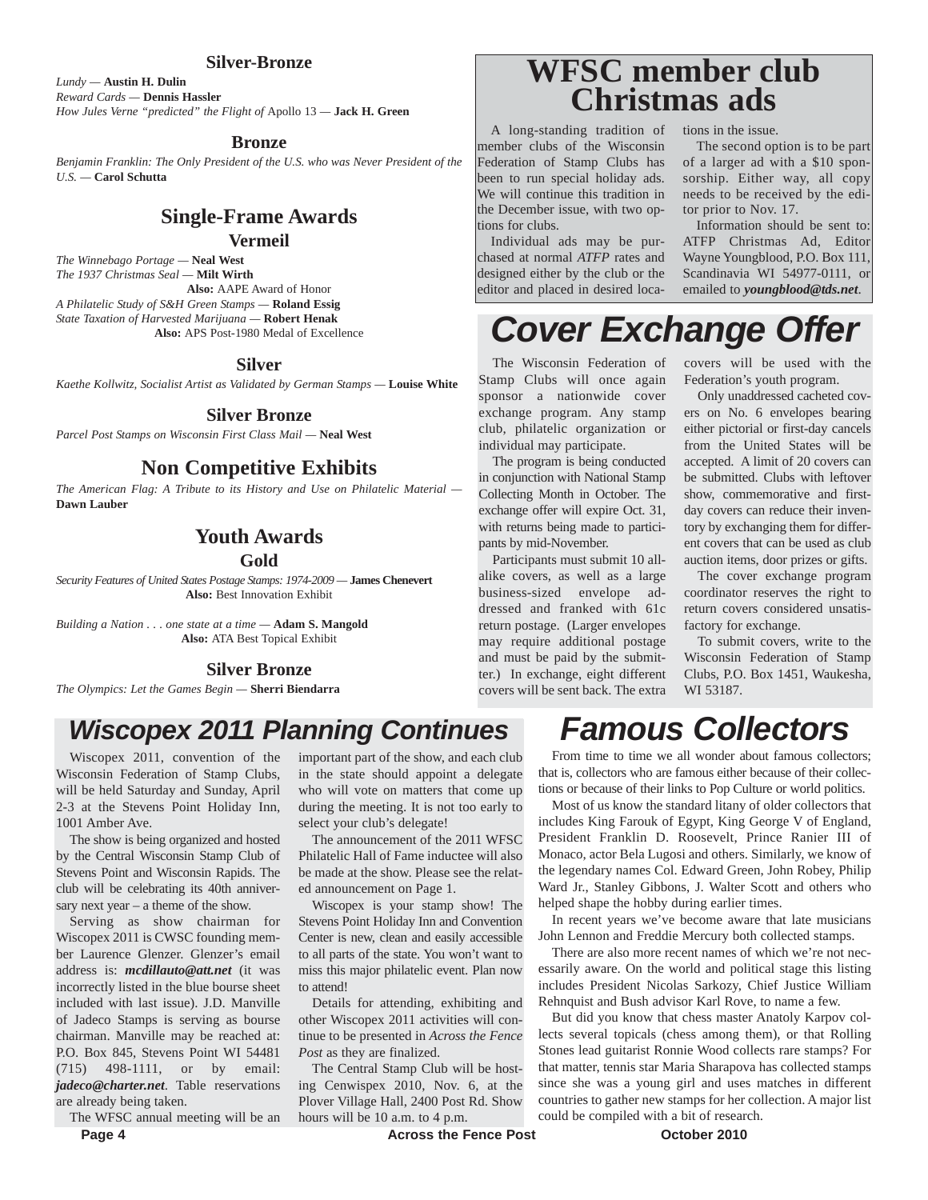### Silver-Bronze

*Lundy* — **Austin H. Dulin**
*Reward Cards* — **Dennis Hassler**
*How Jules Verne "predicted" the Flight of* Apollo 13 — **Jack H. Green**

### Bronze

*Benjamin Franklin: The Only President of the U.S. who was Never President of the U.S.* — **Carol Schutta**

## Single-Frame Awards

### Vermeil

*The Winnebago Portage* — **Neal West**
*The 1937 Christmas Seal* — **Milt Wirth**
**Also:** AAPE Award of Honor
*A Philatelic Study of S&H Green Stamps* — **Roland Essig**
*State Taxation of Harvested Marijuana* — **Robert Henak**
**Also:** APS Post-1980 Medal of Excellence

### Silver

*Kaethe Kollwitz, Socialist Artist as Validated by German Stamps* — **Louise White**

### Silver Bronze

*Parcel Post Stamps on Wisconsin First Class Mail* — **Neal West**

## Non Competitive Exhibits

*The American Flag: A Tribute to its History and Use on Philatelic Material* — **Dawn Lauber**

## Youth Awards

### Gold

*Security Features of United States Postage Stamps: 1974-2009* — **James Chenevert**
**Also:** Best Innovation Exhibit

*Building a Nation . . . one state at a time* — **Adam S. Mangold**
**Also:** ATA Best Topical Exhibit

### Silver Bronze

*The Olympics: Let the Games Begin* — **Sherri Biendarra**

# WFSC member club Christmas ads

A long-standing tradition of member clubs of the Wisconsin Federation of Stamp Clubs has been to run special holiday ads. We will continue this tradition in the December issue, with two options for clubs.

Individual ads may be purchased at normal *ATFP* rates and designed either by the club or the editor and placed in desired locations in the issue.

The second option is to be part of a larger ad with a $10 sponsorship. Either way, all copy needs to be received by the editor prior to Nov. 17.

Information should be sent to: ATFP Christmas Ad, Editor Wayne Youngblood, P.O. Box 111, Scandinavia WI 54977-0111, or emailed to ***youngblood@tds.net***.

# *Cover Exchange Offer*

The Wisconsin Federation of Stamp Clubs will once again sponsor a nationwide cover exchange program. Any stamp club, philatelic organization or individual may participate.

The program is being conducted in conjunction with National Stamp Collecting Month in October. The exchange offer will expire Oct. 31, with returns being made to participants by mid-November.

Participants must submit 10 all-alike covers, as well as a large business-sized envelope addressed and franked with 61c return postage. (Larger envelopes may require additional postage and must be paid by the submitter.) In exchange, eight different covers will be sent back. The extra covers will be used with the Federation's youth program.

Only unaddressed cacheted covers on No. 6 envelopes bearing either pictorial or first-day cancels from the United States will be accepted. A limit of 20 covers can be submitted. Clubs with leftover show, commemorative and first-day covers can reduce their inventory by exchanging them for different covers that can be used as club auction items, door prizes or gifts.

The cover exchange program coordinator reserves the right to return covers considered unsatisfactory for exchange.

To submit covers, write to the Wisconsin Federation of Stamp Clubs, P.O. Box 1451, Waukesha, WI 53187.

# *Wiscopex 2011 Planning Continues*

Wiscopex 2011, convention of the Wisconsin Federation of Stamp Clubs, will be held Saturday and Sunday, April 2-3 at the Stevens Point Holiday Inn, 1001 Amber Ave.

The show is being organized and hosted by the Central Wisconsin Stamp Club of Stevens Point and Wisconsin Rapids. The club will be celebrating its 40th anniversary next year – a theme of the show.

Serving as show chairman for Wiscopex 2011 is CWSC founding member Laurence Glenzer. Glenzer's email address is: ***mcdillauto@att.net*** (it was incorrectly listed in the blue bourse sheet included with last issue). J.D. Manville of Jadeco Stamps is serving as bourse chairman. Manville may be reached at: P.O. Box 845, Stevens Point WI 54481 (715) 498-1111, or by email: ***jadeco@charter.net***. Table reservations are already being taken.

The WFSC annual meeting will be an important part of the show, and each club in the state should appoint a delegate who will vote on matters that come up during the meeting. It is not too early to select your club's delegate!

The announcement of the 2011 WFSC Philatelic Hall of Fame inductee will also be made at the show. Please see the related announcement on Page 1.

Wiscopex is your stamp show! The Stevens Point Holiday Inn and Convention Center is new, clean and easily accessible to all parts of the state. You won't want to miss this major philatelic event. Plan now to attend!

Details for attending, exhibiting and other Wiscopex 2011 activities will continue to be presented in *Across the Fence Post* as they are finalized.

The Central Stamp Club will be hosting Cenwispex 2010, Nov. 6, at the Plover Village Hall, 2400 Post Rd. Show hours will be 10 a.m. to 4 p.m.

# *Famous Collectors*

From time to time we all wonder about famous collectors; that is, collectors who are famous either because of their collections or because of their links to Pop Culture or world politics.

Most of us know the standard litany of older collectors that includes King Farouk of Egypt, King George V of England, President Franklin D. Roosevelt, Prince Ranier III of Monaco, actor Bela Lugosi and others. Similarly, we know of the legendary names Col. Edward Green, John Robey, Philip Ward Jr., Stanley Gibbons, J. Walter Scott and others who helped shape the hobby during earlier times.

In recent years we've become aware that late musicians John Lennon and Freddie Mercury both collected stamps.

There are also more recent names of which we're not necessarily aware. On the world and political stage this listing includes President Nicolas Sarkozy, Chief Justice William Rehnquist and Bush advisor Karl Rove, to name a few.

But did you know that chess master Anatoly Karpov collects several topicals (chess among them), or that Rolling Stones lead guitarist Ronnie Wood collects rare stamps? For that matter, tennis star Maria Sharapova has collected stamps since she was a young girl and uses matches in different countries to gather new stamps for her collection. A major list could be compiled with a bit of research.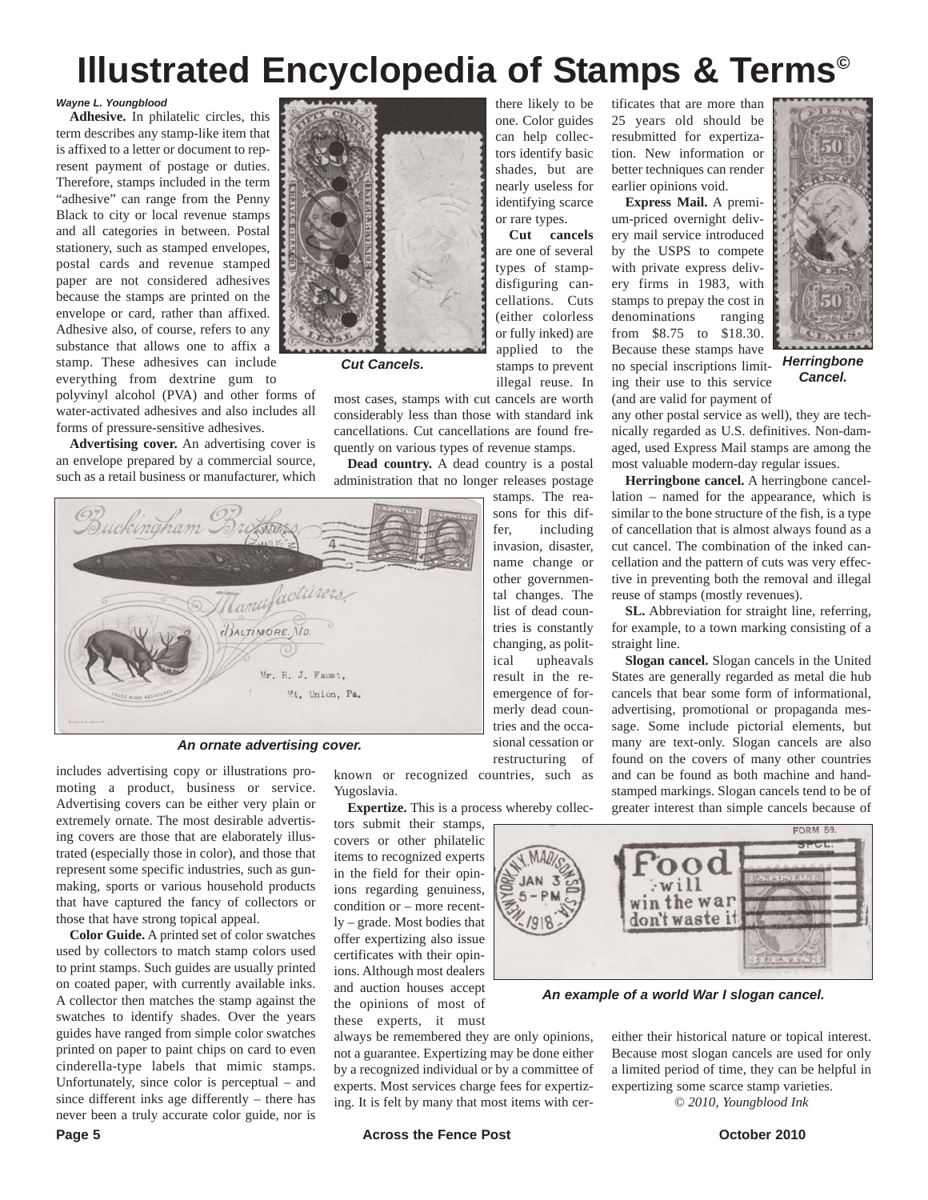# Illustrated Encyclopedia of Stamps & Terms©

***Wayne L. Youngblood***

**Adhesive.** In philatelic circles, this term describes any stamp-like item that is affixed to a letter or document to represent payment of postage or duties. Therefore, stamps included in the term "adhesive" can range from the Penny Black to city or local revenue stamps and all categories in between. Postal stationery, such as stamped envelopes, postal cards and revenue stamped paper are not considered adhesives because the stamps are printed on the envelope or card, rather than affixed. Adhesive also, of course, refers to any substance that allows one to affix a stamp. These adhesives can include everything from dextrine gum to polyvinyl alcohol (PVA) and other forms of water-activated adhesives and also includes all forms of pressure-sensitive adhesives.

**Advertising cover.** An advertising cover is an envelope prepared by a commercial source, such as a retail business or manufacturer, which includes advertising copy or illustrations promoting a product, business or service. Advertising covers can be either very plain or extremely ornate. The most desirable advertising covers are those that are elaborately illustrated (especially those in color), and those that represent some specific industries, such as gunmaking, sports or various household products that have captured the fancy of collectors or those that have strong topical appeal.

*An ornate advertising cover.*

**Color Guide.** A printed set of color swatches used by collectors to match stamp colors used to print stamps. Such guides are usually printed on coated paper, with currently available inks. A collector then matches the stamp against the swatches to identify shades. Over the years guides have ranged from simple color swatches printed on paper to paint chips on card to even cinderella-type labels that mimic stamps. Unfortunately, since color is perceptual – and since different inks age differently – there has never been a truly accurate color guide, nor is there likely to be one. Color guides can help collectors identify basic shades, but are nearly useless for identifying scarce or rare types.

*Cut Cancels.*

**Cut cancels** are one of several types of stamp-disfiguring cancellations. Cuts (either colorless or fully inked) are applied to the stamps to prevent illegal reuse. In most cases, stamps with cut cancels are worth considerably less than those with standard ink cancellations. Cut cancellations are found frequently on various types of revenue stamps.

**Dead country.** A dead country is a postal administration that no longer releases postage stamps. The reasons for this differ, including invasion, disaster, name change or other governmental changes. The list of dead countries is constantly changing, as political upheavals result in the reemergence of formerly dead countries and the occasional cessation or restructuring of known or recognized countries, such as Yugoslavia.

**Expertize.** This is a process whereby collectors submit their stamps, covers or other philatelic items to recognized experts in the field for their opinions regarding genuiness, condition or – more recently – grade. Most bodies that offer expertizing also issue certificates with their opinions. Although most dealers and auction houses accept the opinions of most of these experts, it must always be remembered they are only opinions, not a guarantee. Expertizing may be done either by a recognized individual or by a committee of experts. Most services charge fees for expertizing. It is felt by many that most items with certificates that are more than 25 years old should be resubmitted for expertization. New information or better techniques can render earlier opinions void.

**Express Mail.** A premium-priced overnight delivery mail service introduced by the USPS to compete with private express delivery firms in 1983, with stamps to prepay the cost in denominations ranging from $8.75 to $18.30. Because these stamps have no special inscriptions limiting their use to this service (and are valid for payment of any other postal service as well), they are technically regarded as U.S. definitives. Non-damaged, used Express Mail stamps are among the most valuable modern-day regular issues.

*Herringbone Cancel.*

**Herringbone cancel.** A herringbone cancellation – named for the appearance, which is similar to the bone structure of the fish, is a type of cancellation that is almost always found as a cut cancel. The combination of the inked cancellation and the pattern of cuts was very effective in preventing both the removal and illegal reuse of stamps (mostly revenues).

**SL.** Abbreviation for straight line, referring, for example, to a town marking consisting of a straight line.

**Slogan cancel.** Slogan cancels in the United States are generally regarded as metal die hub cancels that bear some form of informational, advertising, promotional or propaganda message. Some include pictorial elements, but many are text-only. Slogan cancels are also found on the covers of many other countries and can be found as both machine and handstamped markings. Slogan cancels tend to be of greater interest than simple cancels because of either their historical nature or topical interest. Because most slogan cancels are used for only a limited period of time, they can be helpful in expertizing some scarce stamp varieties.

*An example of a world War I slogan cancel.*

*© 2010, Youngblood Ink*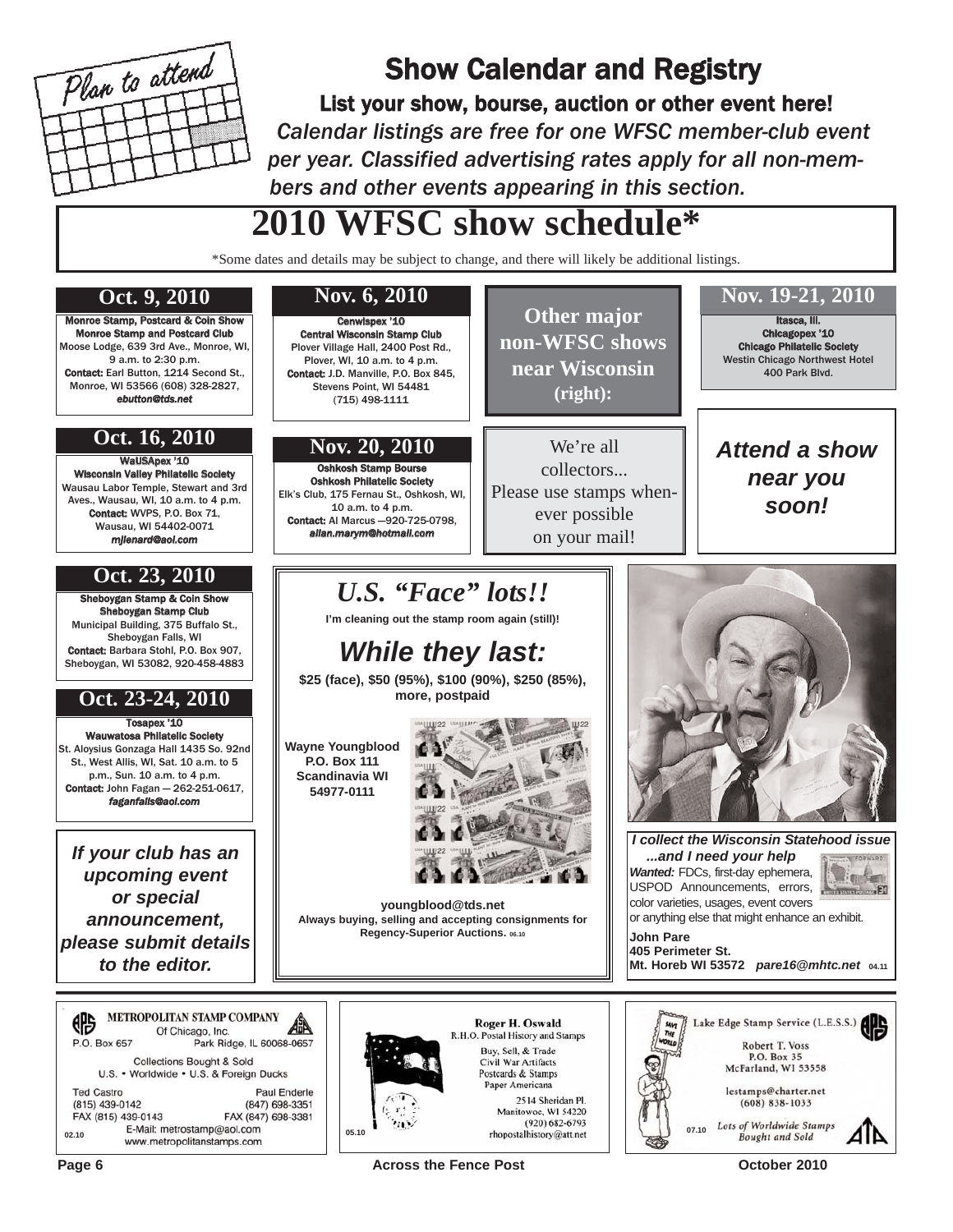Plan to attend

# Show Calendar and Registry

**List your show, bourse, auction or other event here!**

*Calendar listings are free for one WFSC member-club event per year. Classified advertising rates apply for all non-members and other events appearing in this section.*

## 2010 WFSC show schedule*

*Some dates and details may be subject to change, and there will likely be additional listings.

### Oct. 9, 2010

**Monroe Stamp, Postcard & Coin Show**
**Monroe Stamp and Postcard Club**
Moose Lodge, 639 3rd Ave., Monroe, WI, 9 a.m. to 2:30 p.m.
**Contact:** Earl Button, 1214 Second St., Monroe, WI 53566 (608) 328-2827, *ebutton@tds.net*

### Oct. 16, 2010

**WaUSApex '10**
**Wisconsin Valley Philatelic Society**
Wausau Labor Temple, Stewart and 3rd Aves., Wausau, WI, 10 a.m. to 4 p.m.
**Contact:** WVPS, P.O. Box 71, Wausau, WI 54402-0071
*mjlenard@aol.com*

### Oct. 23, 2010

**Sheboygan Stamp & Coin Show**
**Sheboygan Stamp Club**
Municipal Building, 375 Buffalo St., Sheboygan Falls, WI
**Contact:** Barbara Stohl, P.O. Box 907, Sheboygan, WI 53082, 920-458-4883

### Oct. 23-24, 2010

**Tosapex '10**
**Wauwatosa Philatelic Society**
St. Aloysius Gonzaga Hall 1435 So. 92nd St., West Allis, WI, Sat. 10 a.m. to 5 p.m., Sun. 10 a.m. to 4 p.m.
**Contact:** John Fagan — 262-251-0617, *faganfalls@aol.com*

### Nov. 6, 2010

**Cenwispex '10**
**Central Wisconsin Stamp Club**
Plover Village Hall, 2400 Post Rd., Plover, WI, 10 a.m. to 4 p.m.
**Contact:** J.D. Manville, P.O. Box 845, Stevens Point, WI 54481
(715) 498-1111

### Nov. 20, 2010

**Oshkosh Stamp Bourse**
**Oshkosh Philatelic Society**
Elk's Club, 175 Fernau St., Oshkosh, WI, 10 a.m. to 4 p.m.
**Contact:** Al Marcus —920-725-0798, *allan.marym@hotmail.com*

**Other major non-WFSC shows near Wisconsin (right):**

### Nov. 19-21, 2010

**Itasca, Ill.**
**Chicagopex '10**
**Chicago Philatelic Society**
Westin Chicago Northwest Hotel
400 Park Blvd.

We're all collectors...
Please use stamps whenever possible on your mail!

***Attend a show near you soon!***

***If your club has an upcoming event or special announcement, please submit details to the editor.***

---

## *U.S. "Face" lots!!*

**I'm cleaning out the stamp room again (still)!**

## *While they last:*

**$25 (face), $50 (95%), $100 (90%), $250 (85%), more, postpaid**

**Wayne Youngblood**
**P.O. Box 111**
**Scandinavia WI 54977-0111**

**youngblood@tds.net**
**Always buying, selling and accepting consignments for Regency-Superior Auctions.** 06.10

---

***I collect the Wisconsin Statehood issue ...and I need your help***

***Wanted:*** FDCs, first-day ephemera, USPOD Announcements, errors, color varieties, usages, event covers or anything else that might enhance an exhibit.

**John Pare**
**405 Perimeter St.**
**Mt. Horeb WI 53572** ***pare16@mhtc.net*** 04.11

---

**METROPOLITAN STAMP COMPANY**
Of Chicago, Inc.
P.O. Box 657 Park Ridge, IL 60068-0657
Collections Bought & Sold
U.S. • Worldwide • U.S. & Foreign Ducks
Ted Castro (815) 439-0142 FAX (815) 439-0143
Paul Enderle (847) 698-3351 FAX (847) 698-3381
E-Mail: metrostamp@aol.com
www.metropolitanstamps.com
02.10

---

**Roger H. Oswald**
R.H.O. Postal History and Stamps
Buy, Sell, & Trade
Civil War Artifacts
Postcards & Stamps
Paper Americana
2514 Sheridan Pl.
Manitowoc, WI 54220
(920) 682-6793
rhopostalhistory@att.net
05.10

---

Lake Edge Stamp Service (L.E.S.S.)
Robert T. Voss
P.O. Box 35
McFarland, WI 53558
lestamps@charter.net
(608) 838-1033
*Lots of Worldwide Stamps Bought and Sold*
07.10